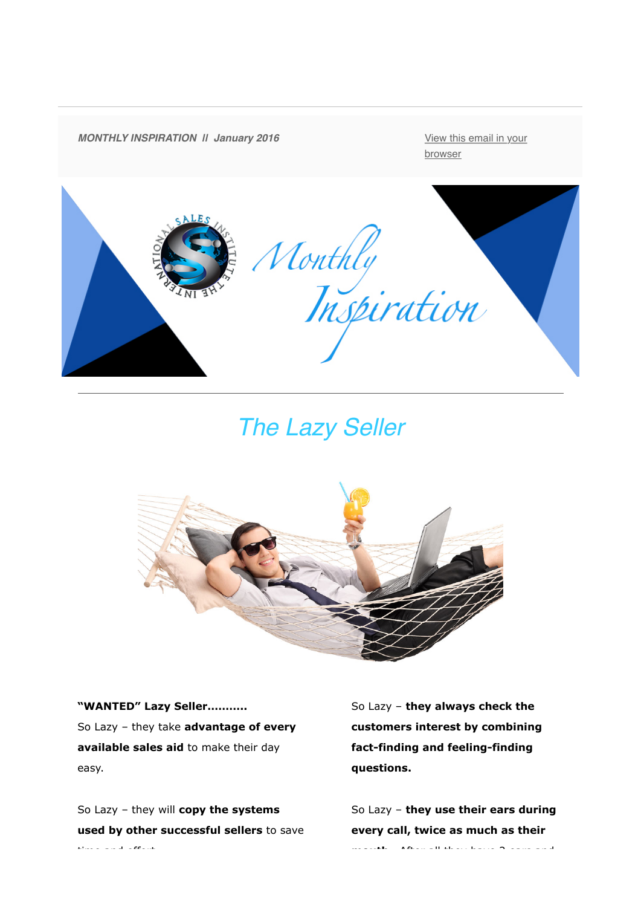*MONTHLY INSPIRATION II January 2016*

View this email in your browser

# *The Lazy Seller*

**"WANTED" Lazy Seller...........**

So Lazy – they take **advantage of every available sales aid** to make their day easy.

So Lazy – they will **copy the systems used by other successful sellers** to save time and effort.

So Lazy – **they always check the customers interest by combining fact-finding and feeling-finding questions.**

So Lazy – **they use their ears during every call, twice as much as their mouth**. After all they have 2 ears and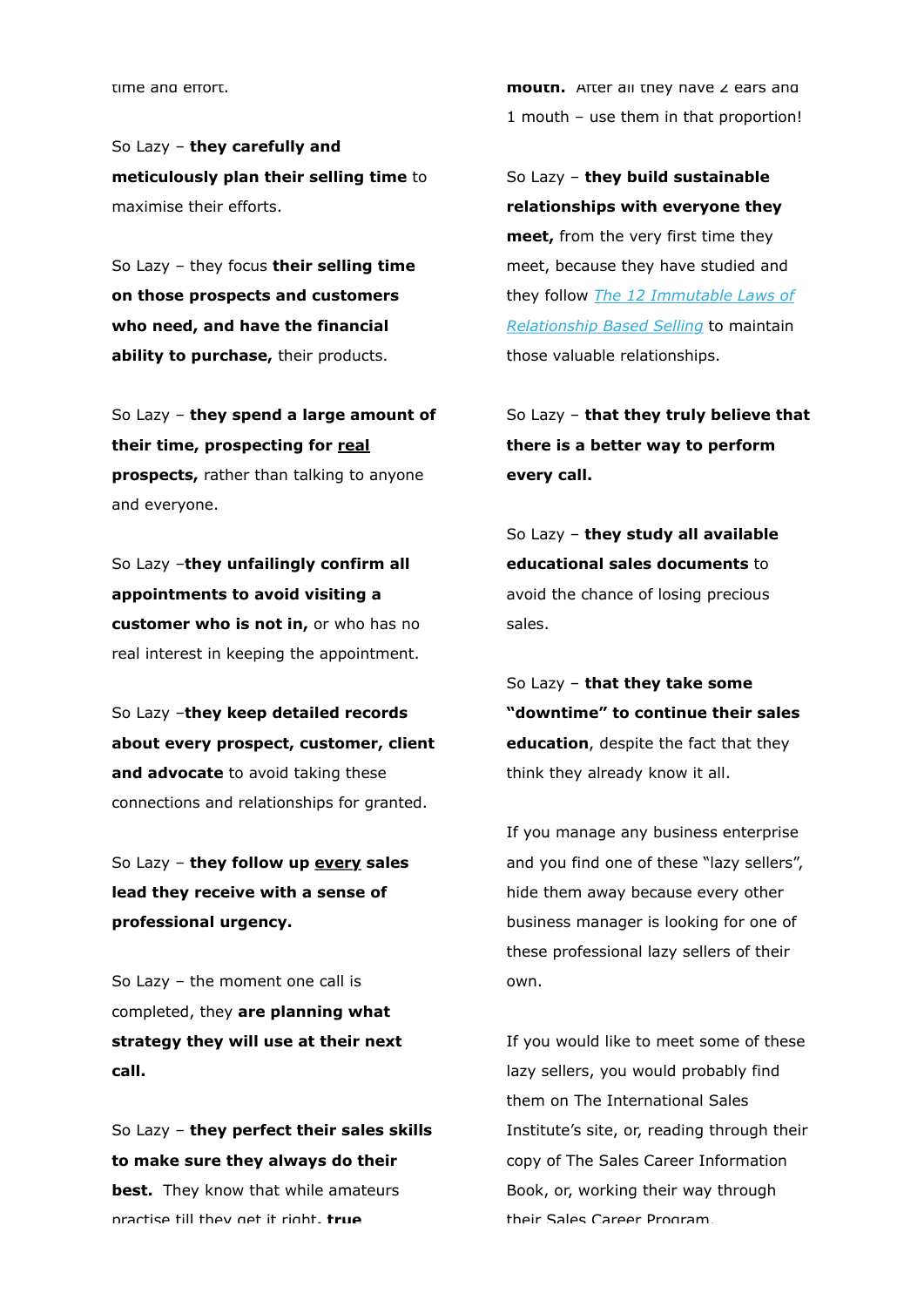time and effort.

So Lazy – **they carefully and meticulously plan their selling time** to maximise their efforts.

So Lazy – they focus **their selling time on those prospects and customers who need, and have the financial ability to purchase,** their products.

So Lazy – **they spend a large amount of their time, prospecting for <u>real</u> prospects,** rather than talking to anyone and everyone.

So Lazy –**they unfailingly confirm all appointments to avoid visiting a customer who is not in,** or who has no real interest in keeping the appointment.

So Lazy –**they keep detailed records about every prospect, customer, client and advocate** to avoid taking these connections and relationships for granted.

So Lazy – **they follow up <u>every</u> sales lead they receive with a sense of professional urgency.**

So Lazy – the moment one call is completed, they **are planning what strategy they will use at their next call.**

So Lazy – **they perfect their sales skills to make sure they always do their best.** They know that while amateurs practise till they get it right, **true mouth.** After all they have 2 ears and 1 mouth – use them in that proportion!

So Lazy – **they build sustainable relationships with everyone they meet,** from the very first time they meet, because they have studied and they follow *The 12 Immutable Laws of Relationship Based Selling* to maintain those valuable relationships.

So Lazy – **that they truly believe that there is a better way to perform every call.**

So Lazy – **they study all available educational sales documents** to avoid the chance of losing precious sales.

So Lazy – **that they take some "downtime" to continue their sales education**, despite the fact that they think they already know it all.

If you manage any business enterprise and you find one of these "lazy sellers", hide them away because every other business manager is looking for one of these professional lazy sellers of their own.

If you would like to meet some of these lazy sellers, you would probably find them on The International Sales Institute's site, or, reading through their copy of The Sales Career Information Book, or, working their way through their Sales Career Program.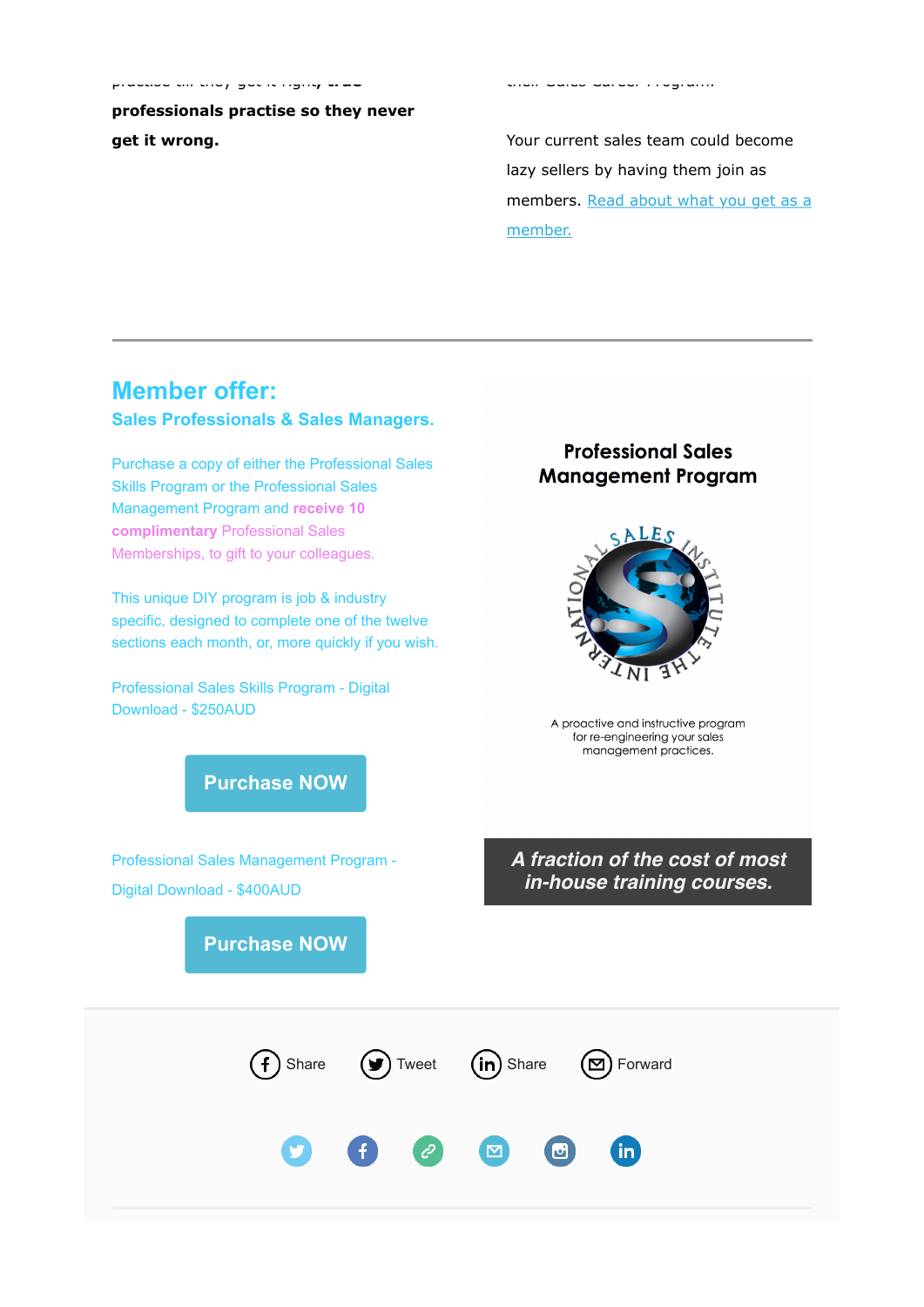professionals practise so they never get it wrong.**

Your current sales team could become lazy sellers by having them join as members. Read about what you get as a member.

---

## Member offer:

### Sales Professionals & Sales Managers.

Purchase a copy of either the Professional Sales Skills Program or the Professional Sales Management Program and **receive 10 complimentary** Professional Sales Memberships, to gift to your colleagues.

This unique DIY program is job & industry specific, designed to complete one of the twelve sections each month, or, more quickly if you wish.

Professional Sales Skills Program - Digital Download - $250AUD

**Purchase NOW**

Professional Sales Management Program - Digital Download - $400AUD

**Purchase NOW**

**Professional Sales Management Program**

THE INTERNATIONAL SALES INSTITUTE

A proactive and instructive program for re-engineering your sales management practices.

***A fraction of the cost of most in-house training courses.***

Share Tweet Share Forward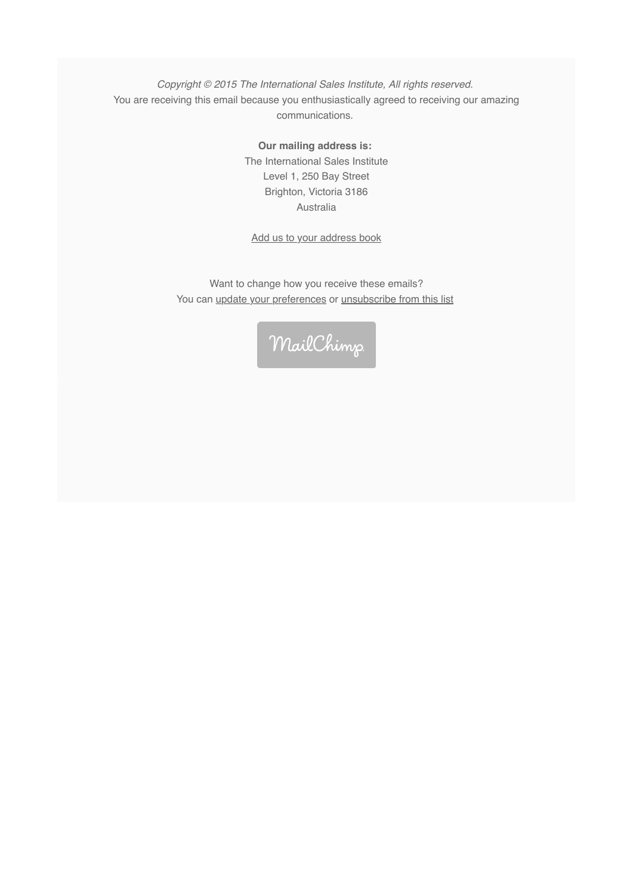*Copyright © 2015 The International Sales Institute, All rights reserved.*
You are receiving this email because you enthusiastically agreed to receiving our amazing communications.

**Our mailing address is:**
The International Sales Institute
Level 1, 250 Bay Street
Brighton, Victoria 3186
Australia

Add us to your address book

Want to change how you receive these emails?
You can update your preferences or unsubscribe from this list

MailChimp